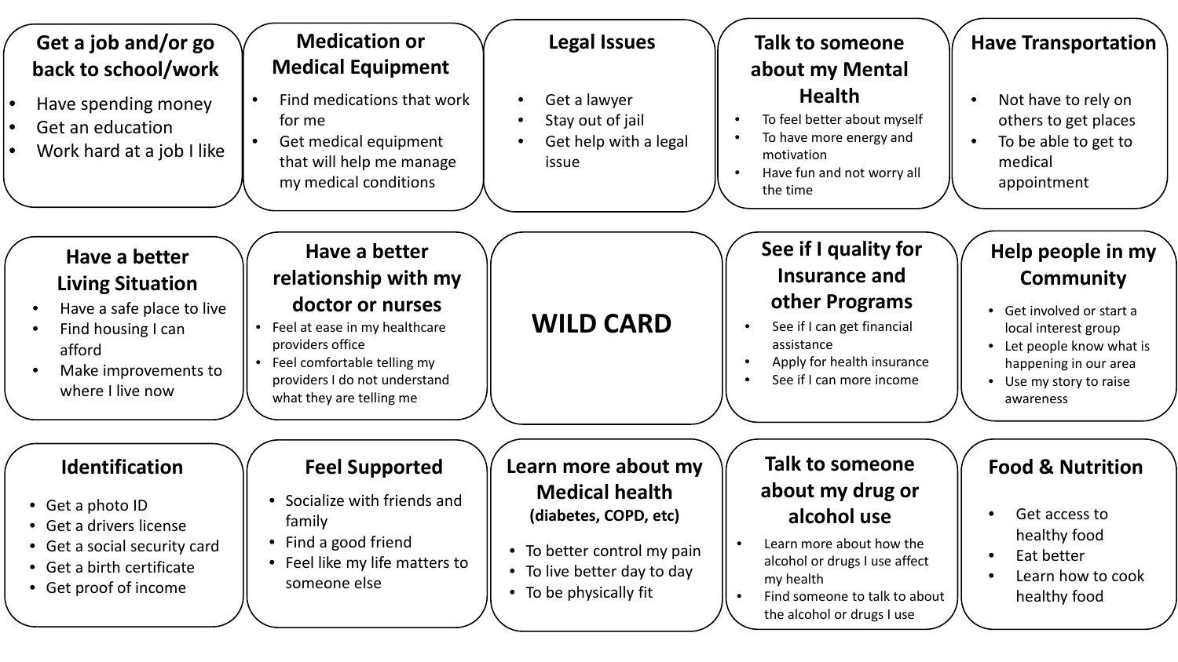## Get a job and/or go back to school/work

- Have spending money
- Get an education
- Work hard at a job I like

## Medication or Medical Equipment

- Find medications that work for me
- Get medical equipment that will help me manage my medical conditions

## Legal Issues

- Get a lawyer
- Stay out of jail
- Get help with a legal issue

## Talk to someone about my Mental Health

- To feel better about myself
- To have more energy and motivation
- Have fun and not worry all the time

## Have Transportation

- Not have to rely on others to get places
- To be able to get to medical appointment

## Have a better Living Situation

- Have a safe place to live
- Find housing I can afford
- Make improvements to where I live now

## Have a better relationship with my doctor or nurses

- Feel at ease in my healthcare providers office
- Feel comfortable telling my providers I do not understand what they are telling me

## WILD CARD

## See if I quality for Insurance and other Programs

- See if I can get financial assistance
- Apply for health insurance
- See if I can more income

## Help people in my Community

- Get involved or start a local interest group
- Let people know what is happening in our area
- Use my story to raise awareness

## Identification

- Get a photo ID
- Get a drivers license
- Get a social security card
- Get a birth certificate
- Get proof of income

## Feel Supported

- Socialize with friends and family
- Find a good friend
- Feel like my life matters to someone else

## Learn more about my Medical health (diabetes, COPD, etc)

- To better control my pain
- To live better day to day
- To be physically fit

## Talk to someone about my drug or alcohol use

- Learn more about how the alcohol or drugs I use affect my health
- Find someone to talk to about the alcohol or drugs I use

## Food & Nutrition

- Get access to healthy food
- Eat better
- Learn how to cook healthy food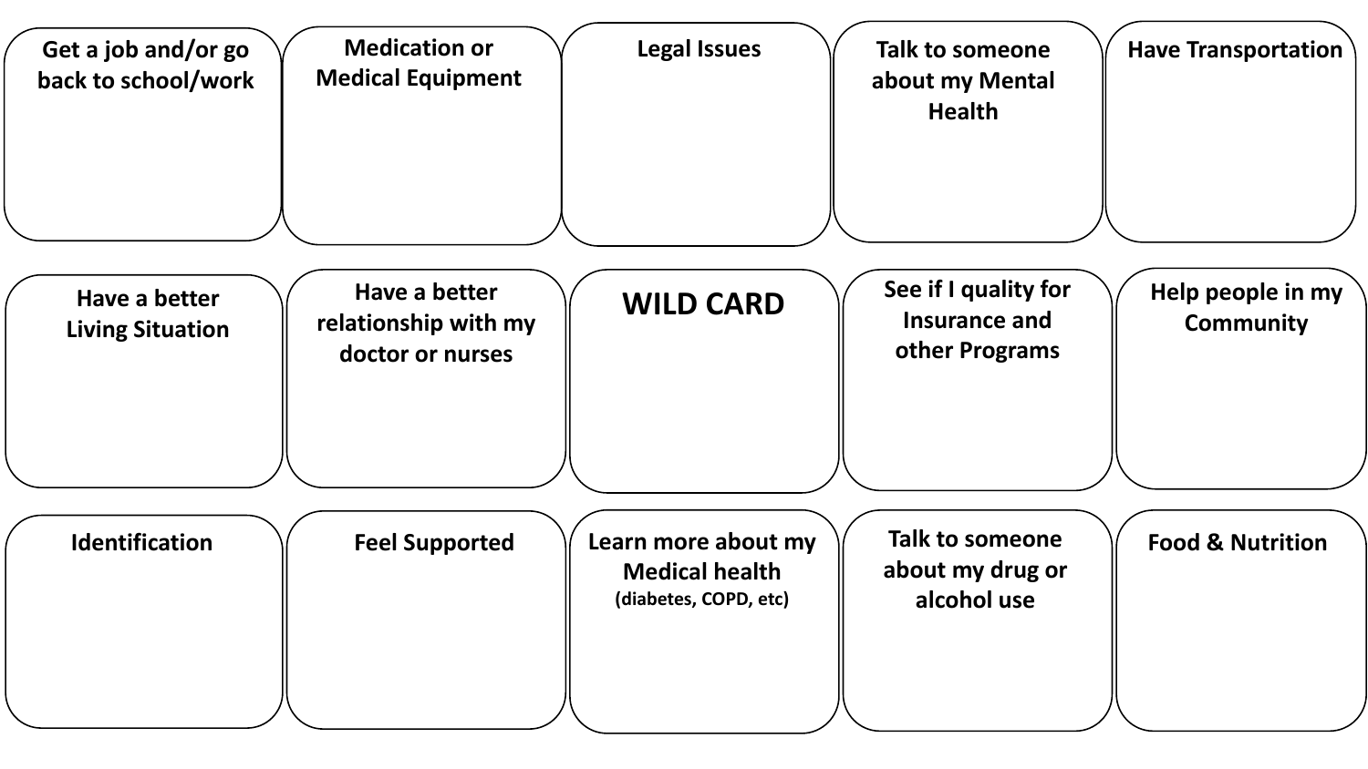| | | | | |
|---|---|---|---|---|
| **Get a job and/or go back to school/work** | **Medication or Medical Equipment** | **Legal Issues** | **Talk to someone about my Mental Health** | **Have Transportation** |
| **Have a better Living Situation** | **Have a better relationship with my doctor or nurses** | **WILD CARD** | **See if I quality for Insurance and other Programs** | **Help people in my Community** |
| **Identification** | **Feel Supported** | **Learn more about my Medical health** (diabetes, COPD, etc) | **Talk to someone about my drug or alcohol use** | **Food & Nutrition** |